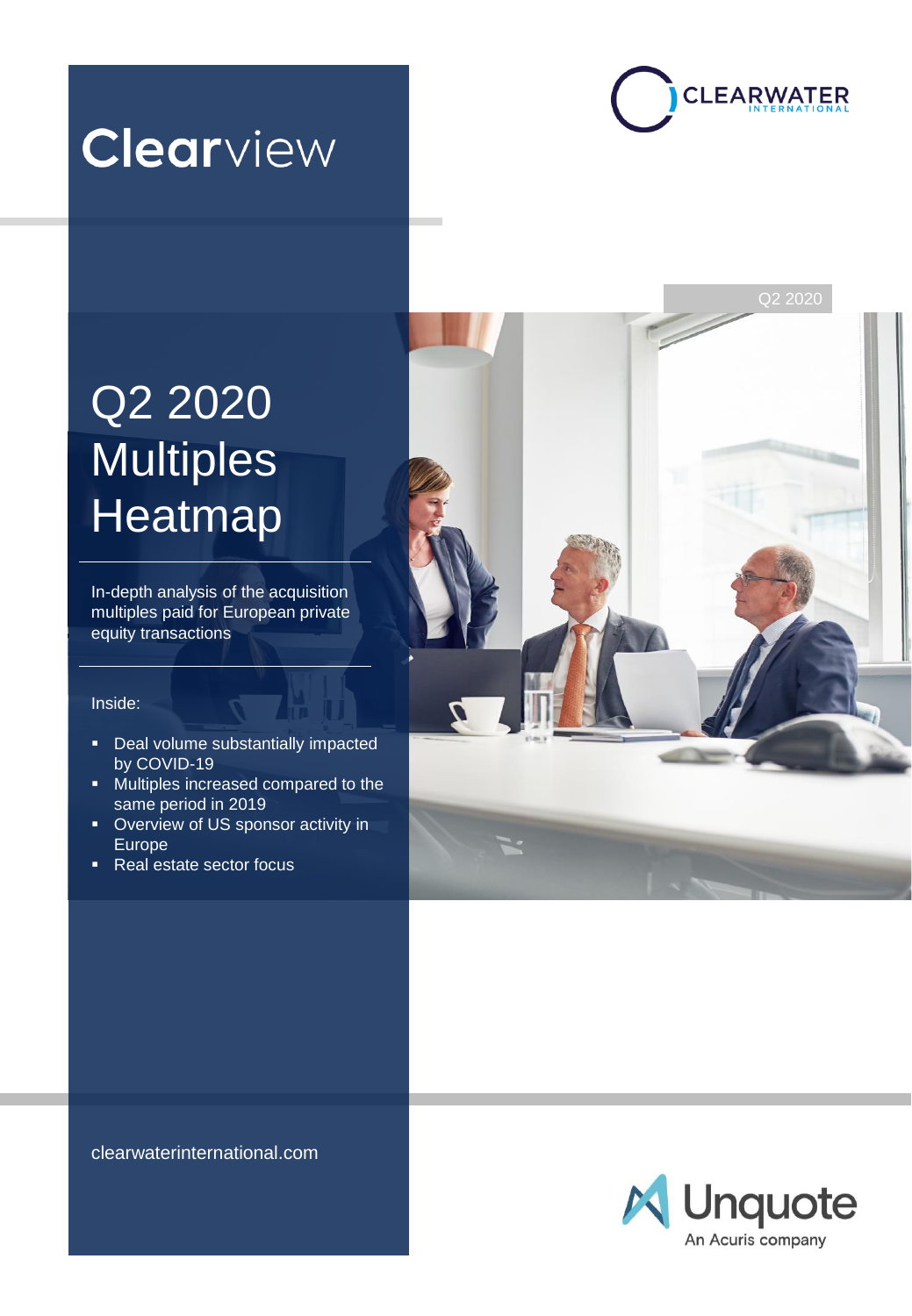# Clearview

CLEARWATER INTERNATIONAL

Q2 2020

# Q2 2020 Multiples Heatmap

In-depth analysis of the acquisition multiples paid for European private equity transactions

Inside:

- Deal volume substantially impacted by COVID-19
- Multiples increased compared to the same period in 2019
- Overview of US sponsor activity in Europe
- Real estate sector focus

clearwaterinternational.com

Unquote
An Acuris company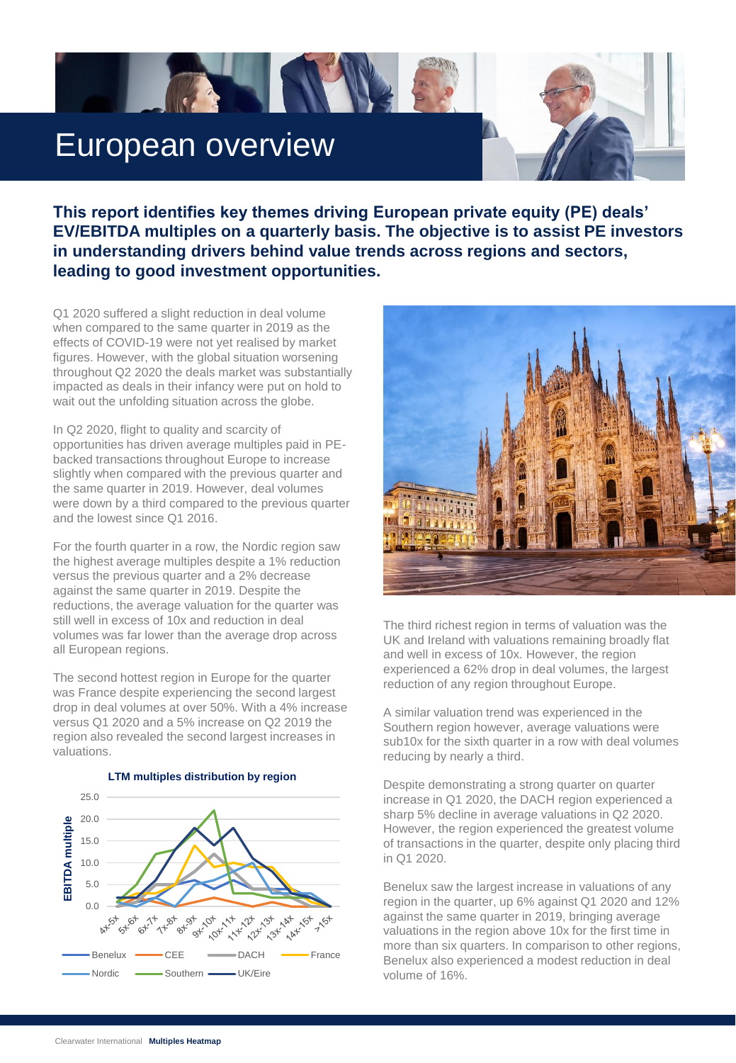# European overview

**This report identifies key themes driving European private equity (PE) deals' EV/EBITDA multiples on a quarterly basis. The objective is to assist PE investors in understanding drivers behind value trends across regions and sectors, leading to good investment opportunities.**

Q1 2020 suffered a slight reduction in deal volume when compared to the same quarter in 2019 as the effects of COVID-19 were not yet realised by market figures. However, with the global situation worsening throughout Q2 2020 the deals market was substantially impacted as deals in their infancy were put on hold to wait out the unfolding situation across the globe.

In Q2 2020, flight to quality and scarcity of opportunities has driven average multiples paid in PE-backed transactions throughout Europe to increase slightly when compared with the previous quarter and the same quarter in 2019. However, deal volumes were down by a third compared to the previous quarter and the lowest since Q1 2016.

For the fourth quarter in a row, the Nordic region saw the highest average multiples despite a 1% reduction versus the previous quarter and a 2% decrease against the same quarter in 2019. Despite the reductions, the average valuation for the quarter was still well in excess of 10x and reduction in deal volumes was far lower than the average drop across all European regions.

The second hottest region in Europe for the quarter was France despite experiencing the second largest drop in deal volumes at over 50%. With a 4% increase versus Q1 2020 and a 5% increase on Q2 2019 the region also revealed the second largest increases in valuations.

**LTM multiples distribution by region**

The third richest region in terms of valuation was the UK and Ireland with valuations remaining broadly flat and well in excess of 10x. However, the region experienced a 62% drop in deal volumes, the largest reduction of any region throughout Europe.

A similar valuation trend was experienced in the Southern region however, average valuations were sub10x for the sixth quarter in a row with deal volumes reducing by nearly a third.

Despite demonstrating a strong quarter on quarter increase in Q1 2020, the DACH region experienced a sharp 5% decline in average valuations in Q2 2020. However, the region experienced the greatest volume of transactions in the quarter, despite only placing third in Q1 2020.

Benelux saw the largest increase in valuations of any region in the quarter, up 6% against Q1 2020 and 12% against the same quarter in 2019, bringing average valuations in the region above 10x for the first time in more than six quarters. In comparison to other regions, Benelux also experienced a modest reduction in deal volume of 16%.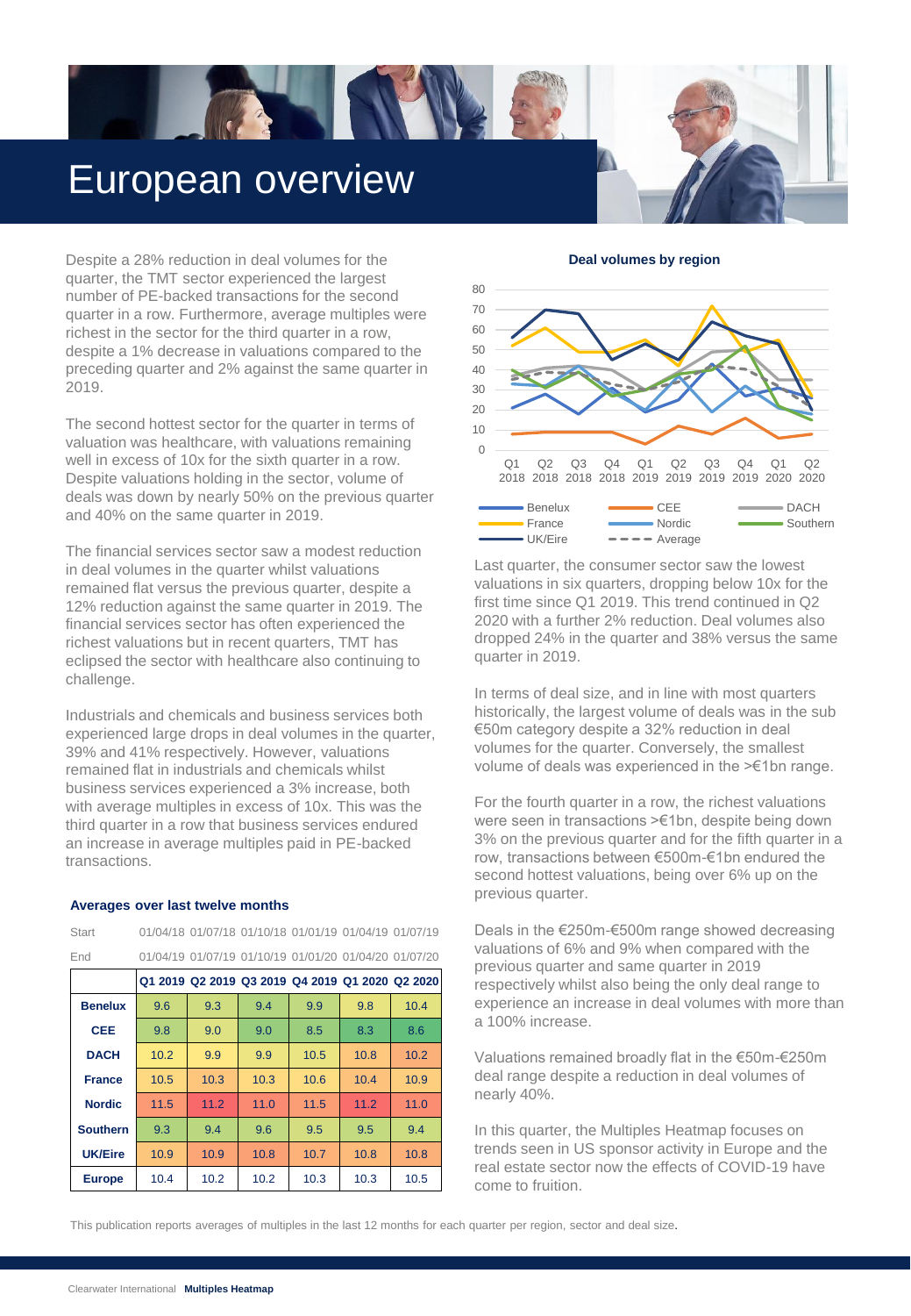# European overview

Despite a 28% reduction in deal volumes for the quarter, the TMT sector experienced the largest number of PE-backed transactions for the second quarter in a row. Furthermore, average multiples were richest in the sector for the third quarter in a row, despite a 1% decrease in valuations compared to the preceding quarter and 2% against the same quarter in 2019.

The second hottest sector for the quarter in terms of valuation was healthcare, with valuations remaining well in excess of 10x for the sixth quarter in a row. Despite valuations holding in the sector, volume of deals was down by nearly 50% on the previous quarter and 40% on the same quarter in 2019.

The financial services sector saw a modest reduction in deal volumes in the quarter whilst valuations remained flat versus the previous quarter, despite a 12% reduction against the same quarter in 2019. The financial services sector has often experienced the richest valuations but in recent quarters, TMT has eclipsed the sector with healthcare also continuing to challenge.

Industrials and chemicals and business services both experienced large drops in deal volumes in the quarter, 39% and 41% respectively. However, valuations remained flat in industrials and chemicals whilst business services experienced a 3% increase, both with average multiples in excess of 10x. This was the third quarter in a row that business services endured an increase in average multiples paid in PE-backed transactions.

### Averages over last twelve months

| Start | 01/04/18 | 01/07/18 | 01/10/18 | 01/01/19 | 01/04/19 | 01/07/19 |
|---|---|---|---|---|---|---|
| End | 01/04/19 | 01/07/19 | 01/10/19 | 01/01/20 | 01/04/20 | 01/07/20 |
| | **Q1 2019** | **Q2 2019** | **Q3 2019** | **Q4 2019** | **Q1 2020** | **Q2 2020** |
| **Benelux** | 9.6 | 9.3 | 9.4 | 9.9 | 9.8 | 10.4 |
| **CEE** | 9.8 | 9.0 | 9.0 | 8.5 | 8.3 | 8.6 |
| **DACH** | 10.2 | 9.9 | 9.9 | 10.5 | 10.8 | 10.2 |
| **France** | 10.5 | 10.3 | 10.3 | 10.6 | 10.4 | 10.9 |
| **Nordic** | 11.5 | 11.2 | 11.0 | 11.5 | 11.2 | 11.0 |
| **Southern** | 9.3 | 9.4 | 9.6 | 9.5 | 9.5 | 9.4 |
| **UK/Eire** | 10.9 | 10.9 | 10.8 | 10.7 | 10.8 | 10.8 |
| **Europe** | 10.4 | 10.2 | 10.2 | 10.3 | 10.3 | 10.5 |

**Deal volumes by region**

Last quarter, the consumer sector saw the lowest valuations in six quarters, dropping below 10x for the first time since Q1 2019. This trend continued in Q2 2020 with a further 2% reduction. Deal volumes also dropped 24% in the quarter and 38% versus the same quarter in 2019.

In terms of deal size, and in line with most quarters historically, the largest volume of deals was in the sub €50m category despite a 32% reduction in deal volumes for the quarter. Conversely, the smallest volume of deals was experienced in the >€1bn range.

For the fourth quarter in a row, the richest valuations were seen in transactions >€1bn, despite being down 3% on the previous quarter and for the fifth quarter in a row, transactions between €500m-€1bn endured the second hottest valuations, being over 6% up on the previous quarter.

Deals in the €250m-€500m range showed decreasing valuations of 6% and 9% when compared with the previous quarter and same quarter in 2019 respectively whilst also being the only deal range to experience an increase in deal volumes with more than a 100% increase.

Valuations remained broadly flat in the €50m-€250m deal range despite a reduction in deal volumes of nearly 40%.

In this quarter, the Multiples Heatmap focuses on trends seen in US sponsor activity in Europe and the real estate sector now the effects of COVID-19 have come to fruition.

This publication reports averages of multiples in the last 12 months for each quarter per region, sector and deal size.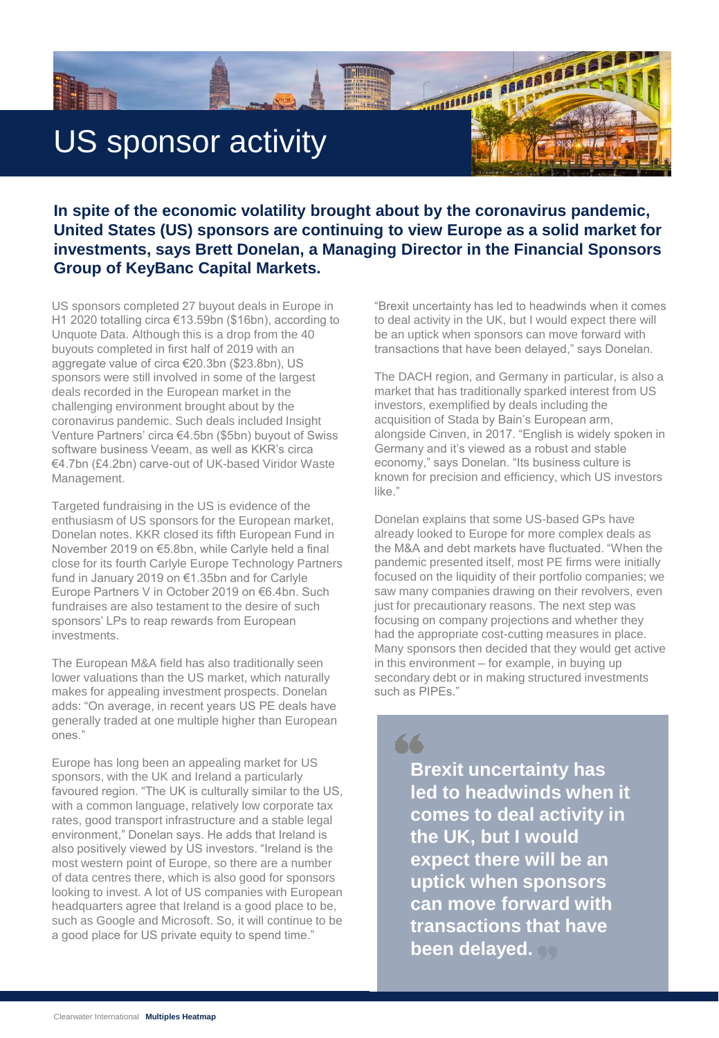# US sponsor activity

**In spite of the economic volatility brought about by the coronavirus pandemic, United States (US) sponsors are continuing to view Europe as a solid market for investments, says Brett Donelan, a Managing Director in the Financial Sponsors Group of KeyBanc Capital Markets.**

US sponsors completed 27 buyout deals in Europe in H1 2020 totalling circa €13.59bn ($16bn), according to Unquote Data. Although this is a drop from the 40 buyouts completed in first half of 2019 with an aggregate value of circa €20.3bn ($23.8bn), US sponsors were still involved in some of the largest deals recorded in the European market in the challenging environment brought about by the coronavirus pandemic. Such deals included Insight Venture Partners' circa €4.5bn ($5bn) buyout of Swiss software business Veeam, as well as KKR's circa €4.7bn (£4.2bn) carve-out of UK-based Viridor Waste Management.

Targeted fundraising in the US is evidence of the enthusiasm of US sponsors for the European market, Donelan notes. KKR closed its fifth European Fund in November 2019 on €5.8bn, while Carlyle held a final close for its fourth Carlyle Europe Technology Partners fund in January 2019 on €1.35bn and for Carlyle Europe Partners V in October 2019 on €6.4bn. Such fundraises are also testament to the desire of such sponsors' LPs to reap rewards from European investments.

The European M&A field has also traditionally seen lower valuations than the US market, which naturally makes for appealing investment prospects. Donelan adds: "On average, in recent years US PE deals have generally traded at one multiple higher than European ones."

Europe has long been an appealing market for US sponsors, with the UK and Ireland a particularly favoured region. "The UK is culturally similar to the US, with a common language, relatively low corporate tax rates, good transport infrastructure and a stable legal environment," Donelan says. He adds that Ireland is also positively viewed by US investors. "Ireland is the most western point of Europe, so there are a number of data centres there, which is also good for sponsors looking to invest. A lot of US companies with European headquarters agree that Ireland is a good place to be, such as Google and Microsoft. So, it will continue to be a good place for US private equity to spend time."

"Brexit uncertainty has led to headwinds when it comes to deal activity in the UK, but I would expect there will be an uptick when sponsors can move forward with transactions that have been delayed," says Donelan.

The DACH region, and Germany in particular, is also a market that has traditionally sparked interest from US investors, exemplified by deals including the acquisition of Stada by Bain's European arm, alongside Cinven, in 2017. "English is widely spoken in Germany and it's viewed as a robust and stable economy," says Donelan. "Its business culture is known for precision and efficiency, which US investors like."

Donelan explains that some US-based GPs have already looked to Europe for more complex deals as the M&A and debt markets have fluctuated. "When the pandemic presented itself, most PE firms were initially focused on the liquidity of their portfolio companies; we saw many companies drawing on their revolvers, even just for precautionary reasons. The next step was focusing on company projections and whether they had the appropriate cost-cutting measures in place. Many sponsors then decided that they would get active in this environment – for example, in buying up secondary debt or in making structured investments such as PIPEs."

> **Brexit uncertainty has led to headwinds when it comes to deal activity in the UK, but I would expect there will be an uptick when sponsors can move forward with transactions that have been delayed.**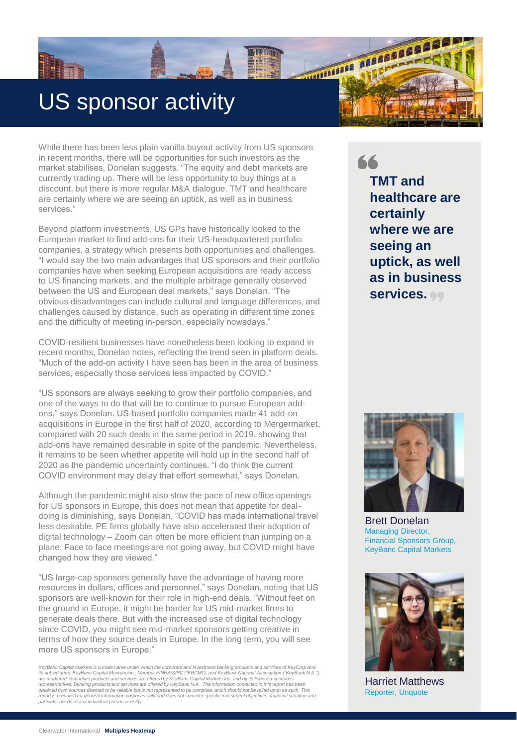# US sponsor activity

While there has been less plain vanilla buyout activity from US sponsors in recent months, there will be opportunities for such investors as the market stabilises, Donelan suggests. "The equity and debt markets are currently trading up. There will be less opportunity to buy things at a discount, but there is more regular M&A dialogue. TMT and healthcare are certainly where we are seeing an uptick, as well as in business services."

Beyond platform investments, US GPs have historically looked to the European market to find add-ons for their US-headquartered portfolio companies, a strategy which presents both opportunities and challenges. "I would say the two main advantages that US sponsors and their portfolio companies have when seeking European acquisitions are ready access to US financing markets, and the multiple arbitrage generally observed between the US and European deal markets," says Donelan. "The obvious disadvantages can include cultural and language differences, and challenges caused by distance, such as operating in different time zones and the difficulty of meeting in-person, especially nowadays."

COVID-resilient businesses have nonetheless been looking to expand in recent months, Donelan notes, reflecting the trend seen in platform deals. "Much of the add-on activity I have seen has been in the area of business services, especially those services less impacted by COVID."

"US sponsors are always seeking to grow their portfolio companies, and one of the ways to do that will be to continue to pursue European add-ons," says Donelan. US-based portfolio companies made 41 add-on acquisitions in Europe in the first half of 2020, according to Mergermarket, compared with 20 such deals in the same period in 2019, showing that add-ons have remained desirable in spite of the pandemic. Nevertheless, it remains to be seen whether appetite will hold up in the second half of 2020 as the pandemic uncertainty continues. "I do think the current COVID environment may delay that effort somewhat," says Donelan.

Although the pandemic might also slow the pace of new office openings for US sponsors in Europe, this does not mean that appetite for deal-doing is diminishing, says Donelan. "COVID has made international travel less desirable. PE firms globally have also accelerated their adoption of digital technology – Zoom can often be more efficient than jumping on a plane. Face to face meetings are not going away, but COVID might have changed how they are viewed."

"US large-cap sponsors generally have the advantage of having more resources in dollars, offices and personnel," says Donelan, noting that US sponsors are well-known for their role in high-end deals. "Without feet on the ground in Europe, it might be harder for US mid-market firms to generate deals there. But with the increased use of digital technology since COVID, you might see mid-market sponsors getting creative in terms of how they source deals in Europe. In the long term, you will see more US sponsors in Europe."

> **"TMT and healthcare are certainly where we are seeing an uptick, as well as in business services."**

Brett Donelan
Managing Director,
Financial Sponsors Group,
KeyBanc Capital Markets

Harriet Matthews
Reporter, Unquote

*KeyBanc Capital Markets is a trade name under which the corporate and investment banking products and services of KeyCorp and its subsidiaries, KeyBanc Capital Markets Inc., Member FINRA/SIPC ("KBCMI"), and KeyBank National Association ("KeyBank N.A."), are marketed. Securities products and services are offered by KeyBanc Capital Markets Inc. and by its licensed securities representatives. Banking products and services are offered by KeyBank N.A. The information contained in this report has been obtained from sources deemed to be reliable but is not represented to be complete, and it should not be relied upon as such. This report is prepared for general information purposes only and does not consider specific investment objectives, financial situation and particular needs of any individual person or entity.*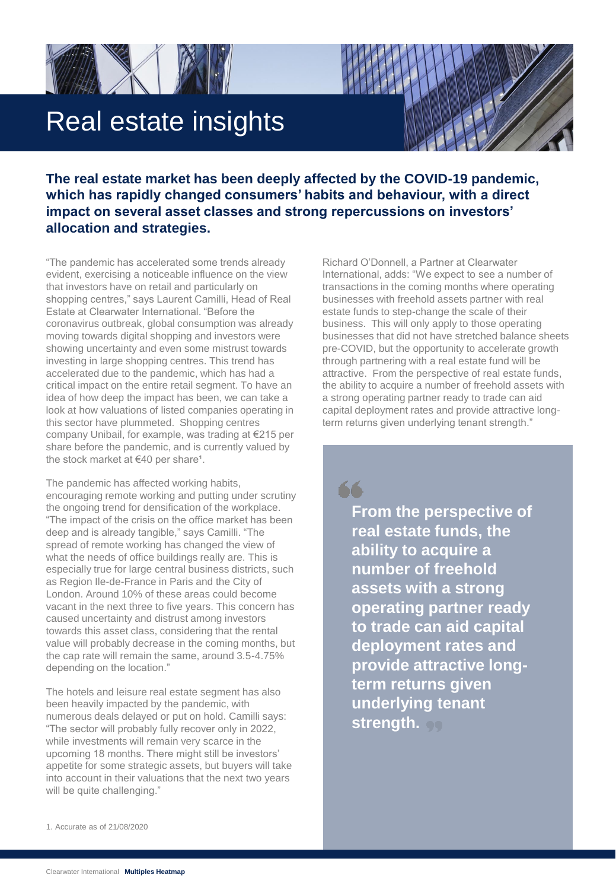# Real estate insights

**The real estate market has been deeply affected by the COVID-19 pandemic, which has rapidly changed consumers' habits and behaviour, with a direct impact on several asset classes and strong repercussions on investors' allocation and strategies.**

"The pandemic has accelerated some trends already evident, exercising a noticeable influence on the view that investors have on retail and particularly on shopping centres," says Laurent Camilli, Head of Real Estate at Clearwater International. "Before the coronavirus outbreak, global consumption was already moving towards digital shopping and investors were showing uncertainty and even some mistrust towards investing in large shopping centres. This trend has accelerated due to the pandemic, which has had a critical impact on the entire retail segment. To have an idea of how deep the impact has been, we can take a look at how valuations of listed companies operating in this sector have plummeted. Shopping centres company Unibail, for example, was trading at €215 per share before the pandemic, and is currently valued by the stock market at €40 per share[1].

The pandemic has affected working habits, encouraging remote working and putting under scrutiny the ongoing trend for densification of the workplace. "The impact of the crisis on the office market has been deep and is already tangible," says Camilli. "The spread of remote working has changed the view of what the needs of office buildings really are. This is especially true for large central business districts, such as Region Ile-de-France in Paris and the City of London. Around 10% of these areas could become vacant in the next three to five years. This concern has caused uncertainty and distrust among investors towards this asset class, considering that the rental value will probably decrease in the coming months, but the cap rate will remain the same, around 3.5-4.75% depending on the location."

The hotels and leisure real estate segment has also been heavily impacted by the pandemic, with numerous deals delayed or put on hold. Camilli says: "The sector will probably fully recover only in 2022, while investments will remain very scarce in the upcoming 18 months. There might still be investors' appetite for some strategic assets, but buyers will take into account in their valuations that the next two years will be quite challenging."

Richard O'Donnell, a Partner at Clearwater International, adds: "We expect to see a number of transactions in the coming months where operating businesses with freehold assets partner with real estate funds to step-change the scale of their business. This will only apply to those operating businesses that did not have stretched balance sheets pre-COVID, but the opportunity to accelerate growth through partnering with a real estate fund will be attractive. From the perspective of real estate funds, the ability to acquire a number of freehold assets with a strong operating partner ready to trade can aid capital deployment rates and provide attractive long-term returns given underlying tenant strength."

> **"From the perspective of real estate funds, the ability to acquire a number of freehold assets with a strong operating partner ready to trade can aid capital deployment rates and provide attractive long-term returns given underlying tenant strength."**

1. Accurate as of 21/08/2020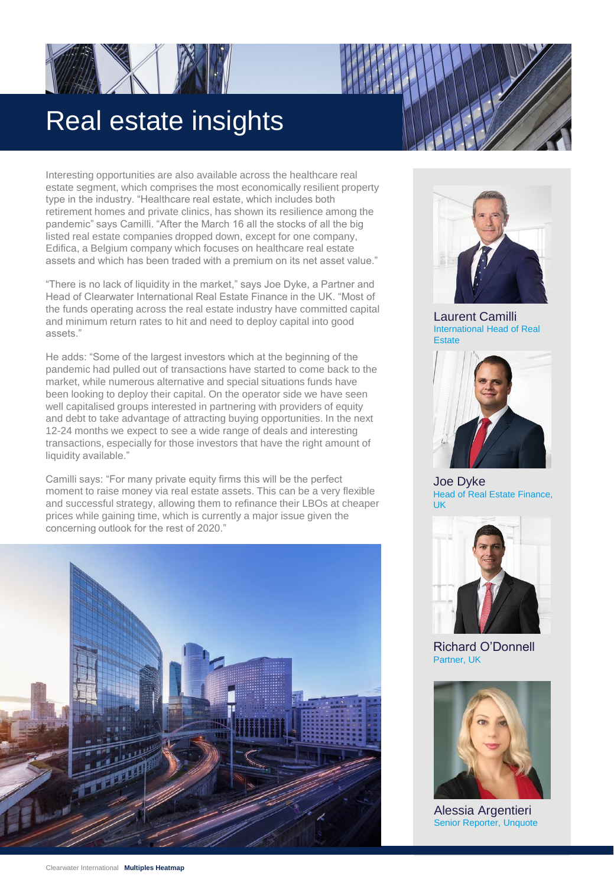# Real estate insights

Interesting opportunities are also available across the healthcare real estate segment, which comprises the most economically resilient property type in the industry. "Healthcare real estate, which includes both retirement homes and private clinics, has shown its resilience among the pandemic" says Camilli. "After the March 16 all the stocks of all the big listed real estate companies dropped down, except for one company, Edifica, a Belgium company which focuses on healthcare real estate assets and which has been traded with a premium on its net asset value."

"There is no lack of liquidity in the market," says Joe Dyke, a Partner and Head of Clearwater International Real Estate Finance in the UK. "Most of the funds operating across the real estate industry have committed capital and minimum return rates to hit and need to deploy capital into good assets."

He adds: "Some of the largest investors which at the beginning of the pandemic had pulled out of transactions have started to come back to the market, while numerous alternative and special situations funds have been looking to deploy their capital. On the operator side we have seen well capitalised groups interested in partnering with providers of equity and debt to take advantage of attracting buying opportunities. In the next 12-24 months we expect to see a wide range of deals and interesting transactions, especially for those investors that have the right amount of liquidity available."

Camilli says: "For many private equity firms this will be the perfect moment to raise money via real estate assets. This can be a very flexible and successful strategy, allowing them to refinance their LBOs at cheaper prices while gaining time, which is currently a major issue given the concerning outlook for the rest of 2020."

Laurent Camilli
International Head of Real Estate

Joe Dyke
Head of Real Estate Finance, UK

Richard O'Donnell
Partner, UK

Alessia Argentieri
Senior Reporter, Unquote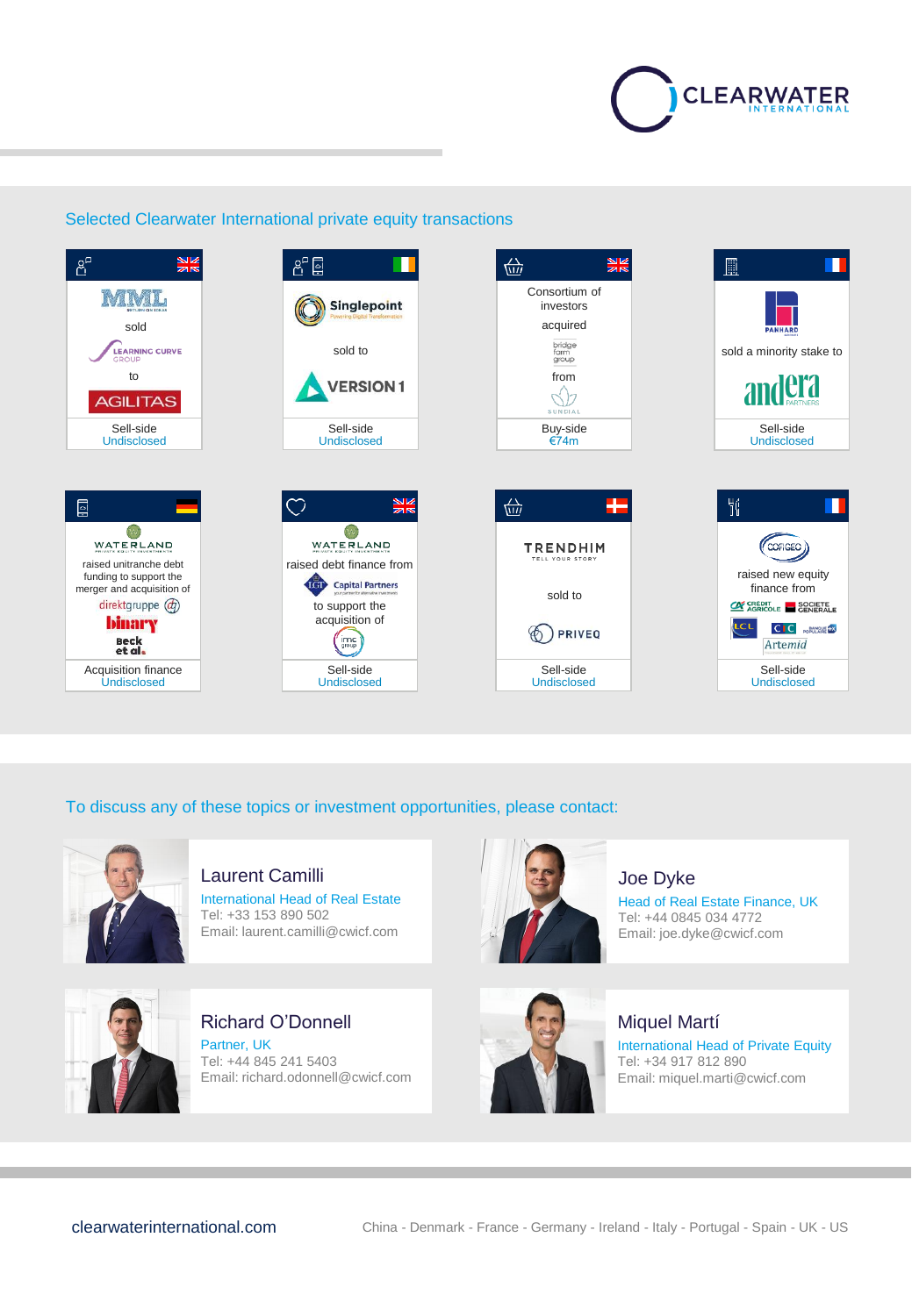## Selected Clearwater International private equity transactions

MML sold Learning Curve Group to Agilitas
Sell-side
Undisclosed

Singlepoint sold to Version 1
Sell-side
Undisclosed

Consortium of investors acquired bridge farm group from Sundial
Buy-side
€74m

Panhard sold a minority stake to Andera Partners
Sell-side
Undisclosed

Waterland raised unitranche debt funding to support the merger and acquisition of direktgruppe, binary, Beck et al.
Acquisition finance
Undisclosed

Waterland raised debt finance from LGT Capital Partners to support the acquisition of imc group
Sell-side
Undisclosed

Trendhim sold to Priveq
Sell-side
Undisclosed

Cofigeo raised new equity finance from Crédit Agricole, Société Générale, LCL, CIC, Banque Populaire, Artemid
Sell-side
Undisclosed

## To discuss any of these topics or investment opportunities, please contact:

**Laurent Camilli**
International Head of Real Estate
Tel: +33 153 890 502
Email: laurent.camilli@cwicf.com

**Joe Dyke**
Head of Real Estate Finance, UK
Tel: +44 0845 034 4772
Email: joe.dyke@cwicf.com

**Richard O'Donnell**
Partner, UK
Tel: +44 845 241 5403
Email: richard.odonnell@cwicf.com

**Miquel Martí**
International Head of Private Equity
Tel: +34 917 812 890
Email: miquel.marti@cwicf.com

clearwaterinternational.com

China - Denmark - France - Germany - Ireland - Italy - Portugal - Spain - UK - US